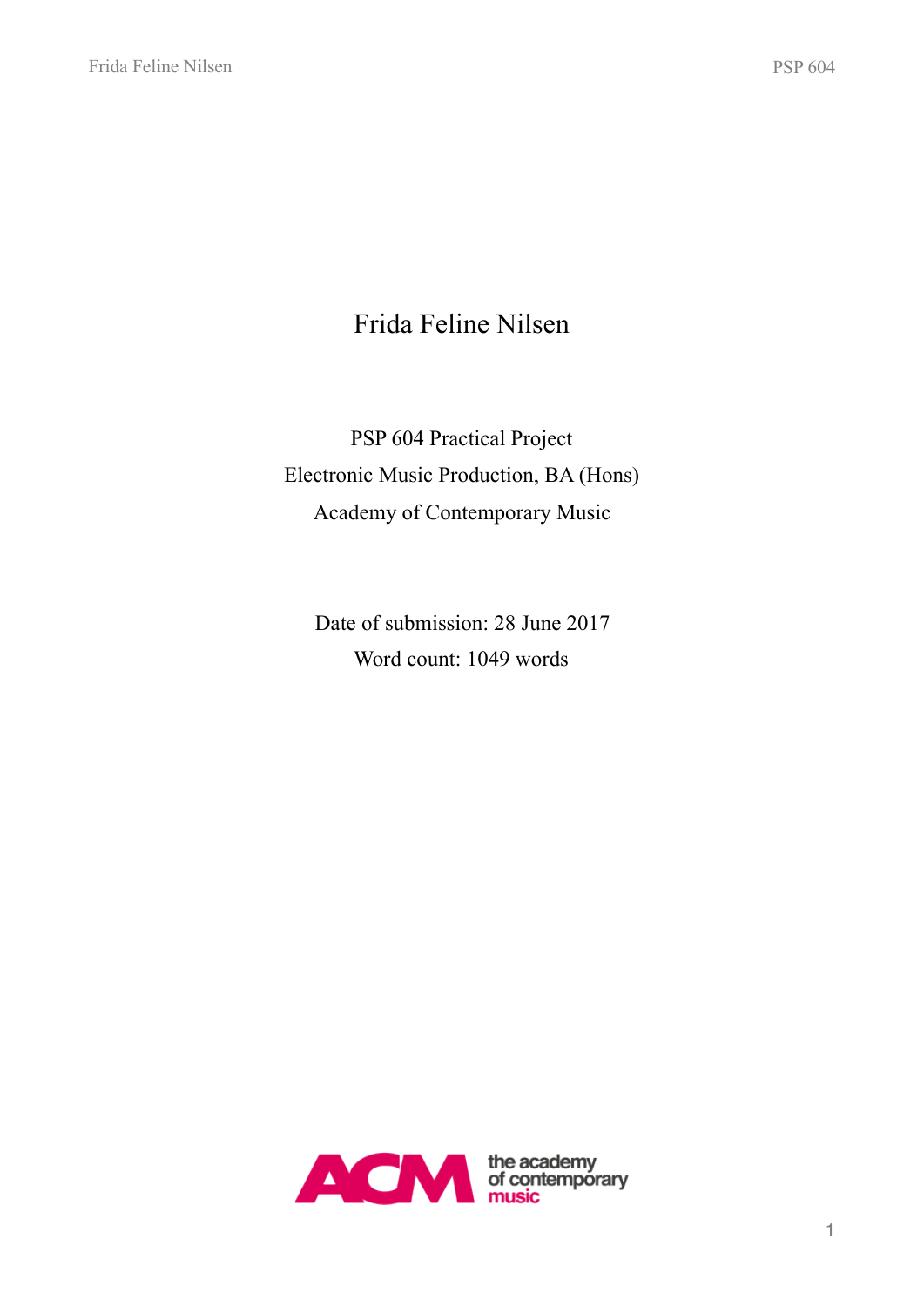# Frida Feline Nilsen

PSP 604 Practical Project

Electronic Music Production, BA (Hons)

Academy of Contemporary Music

Date of submission: 28 June 2017

Word count: 1049 words

ACM the academy of contemporary music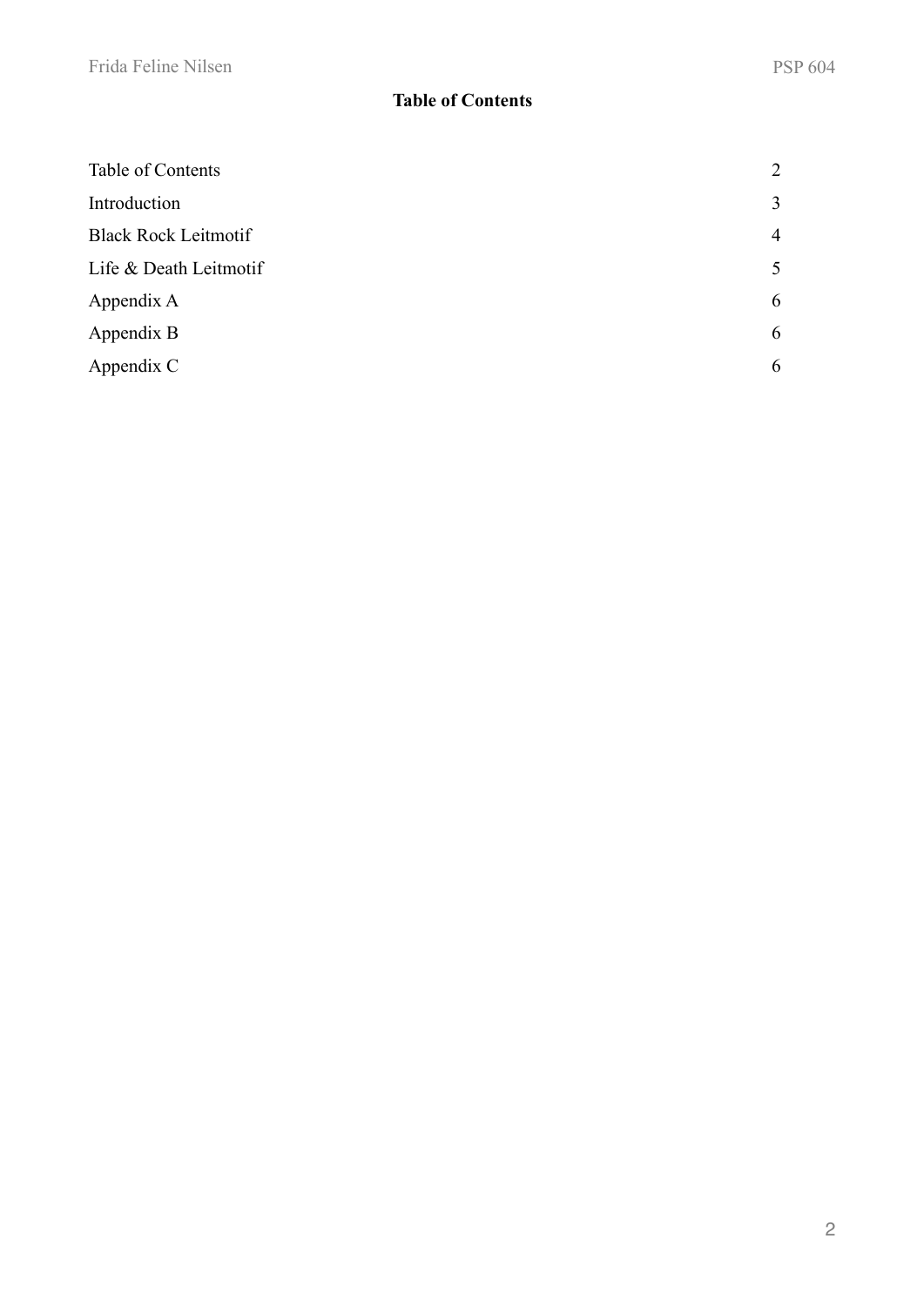## Table of Contents

| | |
|---|---|
| Table of Contents | 2 |
| Introduction | 3 |
| Black Rock Leitmotif | 4 |
| Life & Death Leitmotif | 5 |
| Appendix A | 6 |
| Appendix B | 6 |
| Appendix C | 6 |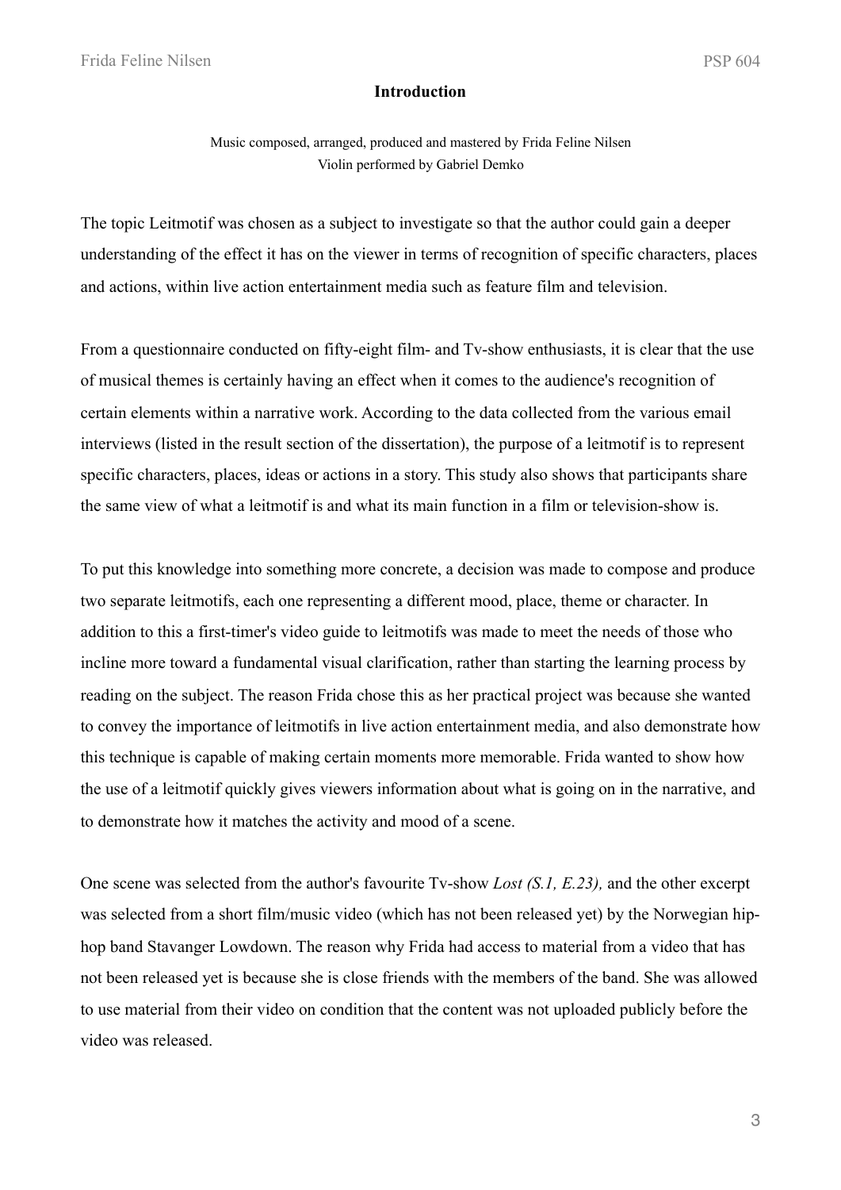## Introduction

Music composed, arranged, produced and mastered by Frida Feline Nilsen
Violin performed by Gabriel Demko

The topic Leitmotif was chosen as a subject to investigate so that the author could gain a deeper understanding of the effect it has on the viewer in terms of recognition of specific characters, places and actions, within live action entertainment media such as feature film and television.

From a questionnaire conducted on fifty-eight film- and Tv-show enthusiasts, it is clear that the use of musical themes is certainly having an effect when it comes to the audience's recognition of certain elements within a narrative work. According to the data collected from the various email interviews (listed in the result section of the dissertation), the purpose of a leitmotif is to represent specific characters, places, ideas or actions in a story. This study also shows that participants share the same view of what a leitmotif is and what its main function in a film or television-show is.

To put this knowledge into something more concrete, a decision was made to compose and produce two separate leitmotifs, each one representing a different mood, place, theme or character. In addition to this a first-timer's video guide to leitmotifs was made to meet the needs of those who incline more toward a fundamental visual clarification, rather than starting the learning process by reading on the subject. The reason Frida chose this as her practical project was because she wanted to convey the importance of leitmotifs in live action entertainment media, and also demonstrate how this technique is capable of making certain moments more memorable. Frida wanted to show how the use of a leitmotif quickly gives viewers information about what is going on in the narrative, and to demonstrate how it matches the activity and mood of a scene.

One scene was selected from the author's favourite Tv-show *Lost (S.1, E.23),* and the other excerpt was selected from a short film/music video (which has not been released yet) by the Norwegian hip-hop band Stavanger Lowdown. The reason why Frida had access to material from a video that has not been released yet is because she is close friends with the members of the band. She was allowed to use material from their video on condition that the content was not uploaded publicly before the video was released.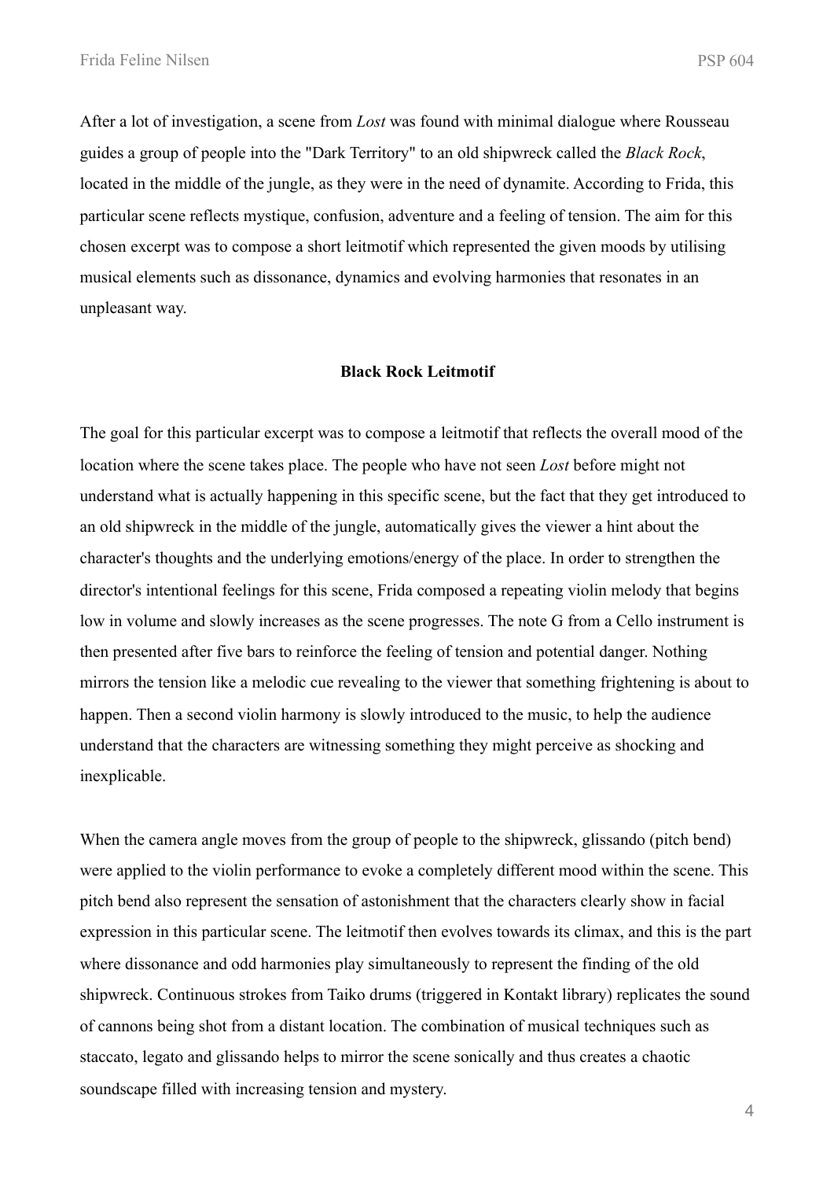After a lot of investigation, a scene from *Lost* was found with minimal dialogue where Rousseau guides a group of people into the "Dark Territory" to an old shipwreck called the *Black Rock*, located in the middle of the jungle, as they were in the need of dynamite. According to Frida, this particular scene reflects mystique, confusion, adventure and a feeling of tension. The aim for this chosen excerpt was to compose a short leitmotif which represented the given moods by utilising musical elements such as dissonance, dynamics and evolving harmonies that resonates in an unpleasant way.

**Black Rock Leitmotif**

The goal for this particular excerpt was to compose a leitmotif that reflects the overall mood of the location where the scene takes place. The people who have not seen *Lost* before might not understand what is actually happening in this specific scene, but the fact that they get introduced to an old shipwreck in the middle of the jungle, automatically gives the viewer a hint about the character's thoughts and the underlying emotions/energy of the place. In order to strengthen the director's intentional feelings for this scene, Frida composed a repeating violin melody that begins low in volume and slowly increases as the scene progresses. The note G from a Cello instrument is then presented after five bars to reinforce the feeling of tension and potential danger. Nothing mirrors the tension like a melodic cue revealing to the viewer that something frightening is about to happen. Then a second violin harmony is slowly introduced to the music, to help the audience understand that the characters are witnessing something they might perceive as shocking and inexplicable.

When the camera angle moves from the group of people to the shipwreck, glissando (pitch bend) were applied to the violin performance to evoke a completely different mood within the scene. This pitch bend also represent the sensation of astonishment that the characters clearly show in facial expression in this particular scene. The leitmotif then evolves towards its climax, and this is the part where dissonance and odd harmonies play simultaneously to represent the finding of the old shipwreck. Continuous strokes from Taiko drums (triggered in Kontakt library) replicates the sound of cannons being shot from a distant location. The combination of musical techniques such as staccato, legato and glissando helps to mirror the scene sonically and thus creates a chaotic soundscape filled with increasing tension and mystery.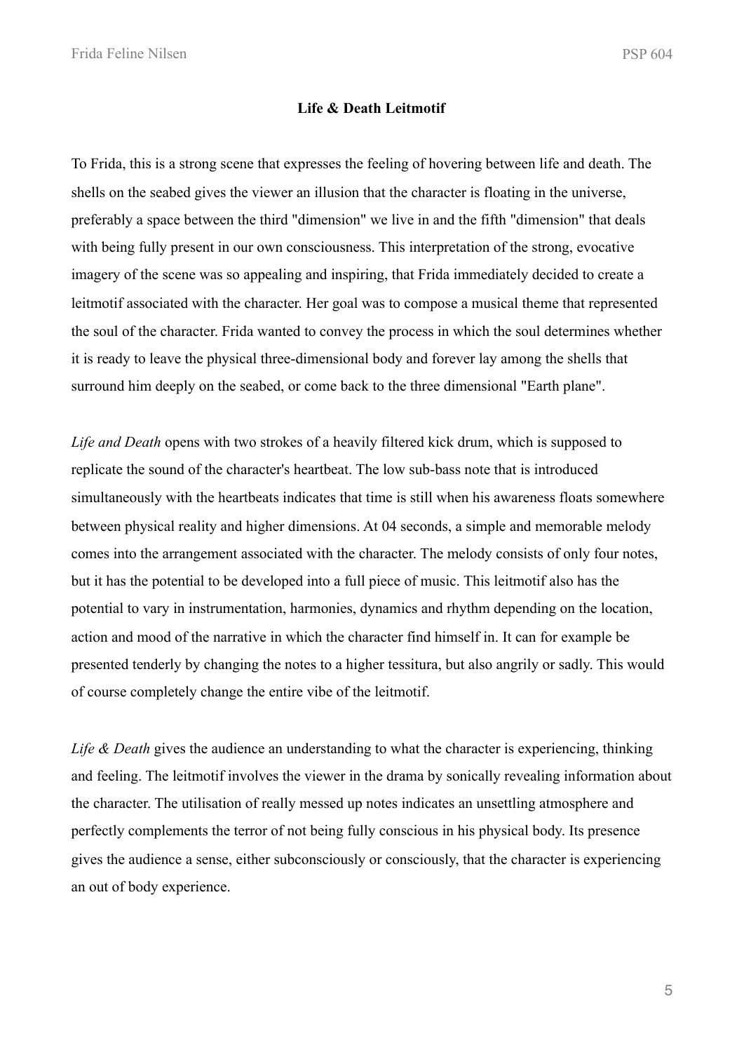**Life & Death Leitmotif**

To Frida, this is a strong scene that expresses the feeling of hovering between life and death. The shells on the seabed gives the viewer an illusion that the character is floating in the universe, preferably a space between the third "dimension" we live in and the fifth "dimension" that deals with being fully present in our own consciousness. This interpretation of the strong, evocative imagery of the scene was so appealing and inspiring, that Frida immediately decided to create a leitmotif associated with the character. Her goal was to compose a musical theme that represented the soul of the character. Frida wanted to convey the process in which the soul determines whether it is ready to leave the physical three-dimensional body and forever lay among the shells that surround him deeply on the seabed, or come back to the three dimensional "Earth plane".

*Life and Death* opens with two strokes of a heavily filtered kick drum, which is supposed to replicate the sound of the character's heartbeat. The low sub-bass note that is introduced simultaneously with the heartbeats indicates that time is still when his awareness floats somewhere between physical reality and higher dimensions. At 04 seconds, a simple and memorable melody comes into the arrangement associated with the character. The melody consists of only four notes, but it has the potential to be developed into a full piece of music. This leitmotif also has the potential to vary in instrumentation, harmonies, dynamics and rhythm depending on the location, action and mood of the narrative in which the character find himself in. It can for example be presented tenderly by changing the notes to a higher tessitura, but also angrily or sadly. This would of course completely change the entire vibe of the leitmotif.

*Life & Death* gives the audience an understanding to what the character is experiencing, thinking and feeling. The leitmotif involves the viewer in the drama by sonically revealing information about the character. The utilisation of really messed up notes indicates an unsettling atmosphere and perfectly complements the terror of not being fully conscious in his physical body. Its presence gives the audience a sense, either subconsciously or consciously, that the character is experiencing an out of body experience.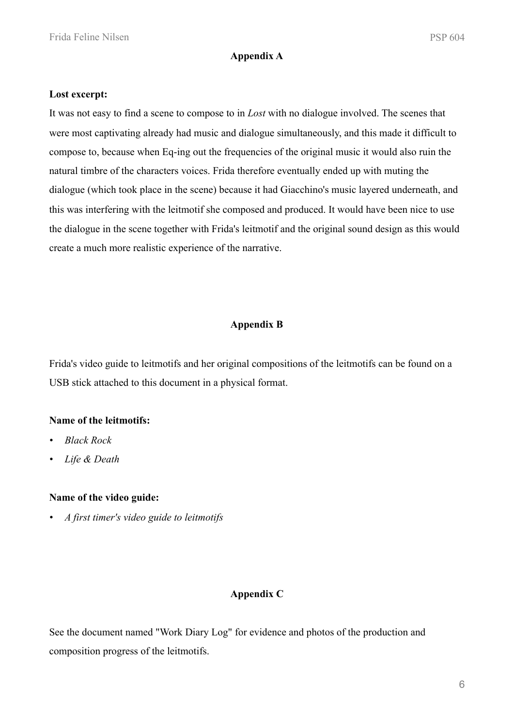## Appendix A

**Lost excerpt:**

It was not easy to find a scene to compose to in *Lost* with no dialogue involved. The scenes that were most captivating already had music and dialogue simultaneously, and this made it difficult to compose to, because when Eq-ing out the frequencies of the original music it would also ruin the natural timbre of the characters voices. Frida therefore eventually ended up with muting the dialogue (which took place in the scene) because it had Giacchino's music layered underneath, and this was interfering with the leitmotif she composed and produced. It would have been nice to use the dialogue in the scene together with Frida's leitmotif and the original sound design as this would create a much more realistic experience of the narrative.

## Appendix B

Frida's video guide to leitmotifs and her original compositions of the leitmotifs can be found on a USB stick attached to this document in a physical format.

**Name of the leitmotifs:**

- *Black Rock*
- *Life & Death*

**Name of the video guide:**

- *A first timer's video guide to leitmotifs*

## Appendix C

See the document named "Work Diary Log" for evidence and photos of the production and composition progress of the leitmotifs.